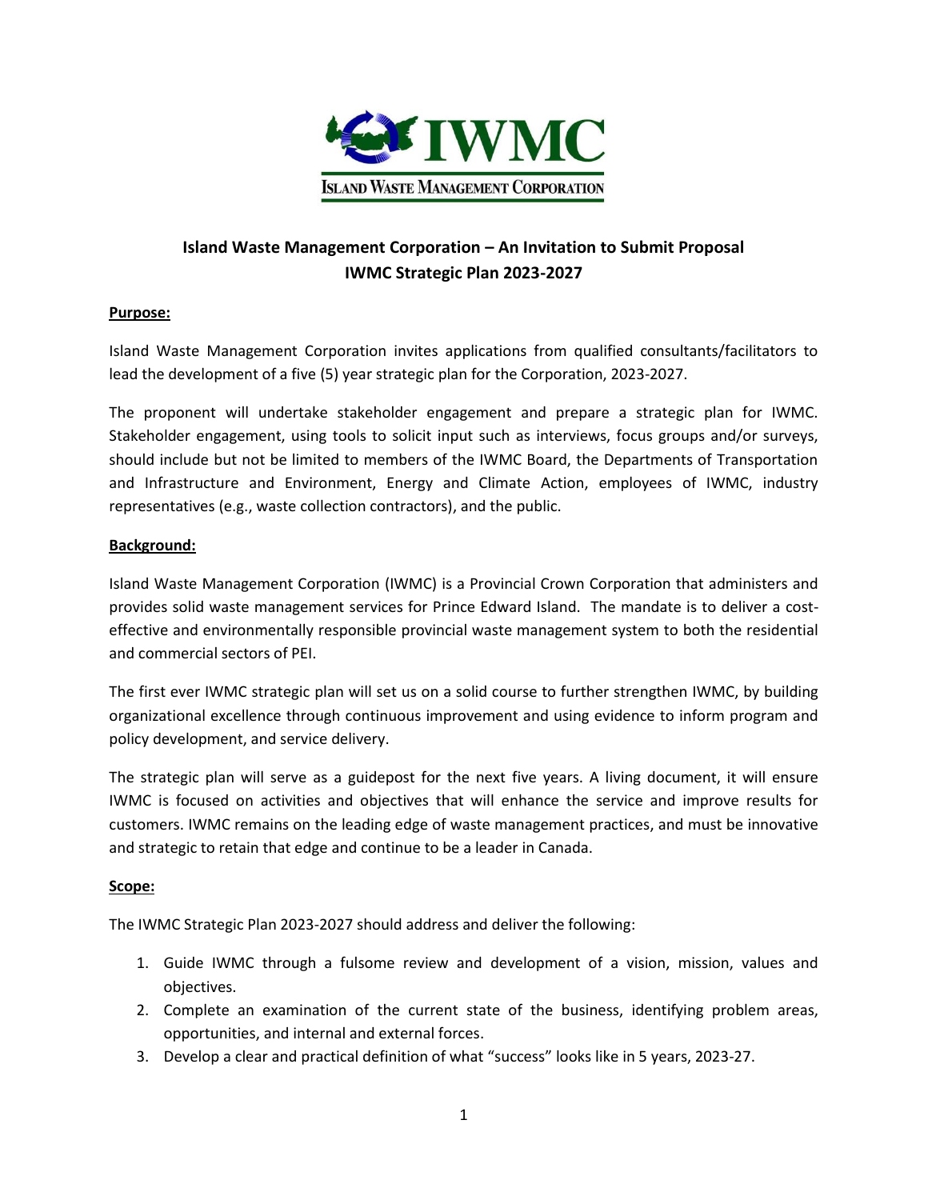IWMC

ISLAND WASTE MANAGEMENT CORPORATION

# Island Waste Management Corporation – An Invitation to Submit Proposal
# IWMC Strategic Plan 2023-2027

**Purpose:**

Island Waste Management Corporation invites applications from qualified consultants/facilitators to lead the development of a five (5) year strategic plan for the Corporation, 2023-2027.

The proponent will undertake stakeholder engagement and prepare a strategic plan for IWMC. Stakeholder engagement, using tools to solicit input such as interviews, focus groups and/or surveys, should include but not be limited to members of the IWMC Board, the Departments of Transportation and Infrastructure and Environment, Energy and Climate Action, employees of IWMC, industry representatives (e.g., waste collection contractors), and the public.

**Background:**

Island Waste Management Corporation (IWMC) is a Provincial Crown Corporation that administers and provides solid waste management services for Prince Edward Island. The mandate is to deliver a cost-effective and environmentally responsible provincial waste management system to both the residential and commercial sectors of PEI.

The first ever IWMC strategic plan will set us on a solid course to further strengthen IWMC, by building organizational excellence through continuous improvement and using evidence to inform program and policy development, and service delivery.

The strategic plan will serve as a guidepost for the next five years. A living document, it will ensure IWMC is focused on activities and objectives that will enhance the service and improve results for customers. IWMC remains on the leading edge of waste management practices, and must be innovative and strategic to retain that edge and continue to be a leader in Canada.

**Scope:**

The IWMC Strategic Plan 2023-2027 should address and deliver the following:

1. Guide IWMC through a fulsome review and development of a vision, mission, values and objectives.
2. Complete an examination of the current state of the business, identifying problem areas, opportunities, and internal and external forces.
3. Develop a clear and practical definition of what "success" looks like in 5 years, 2023-27.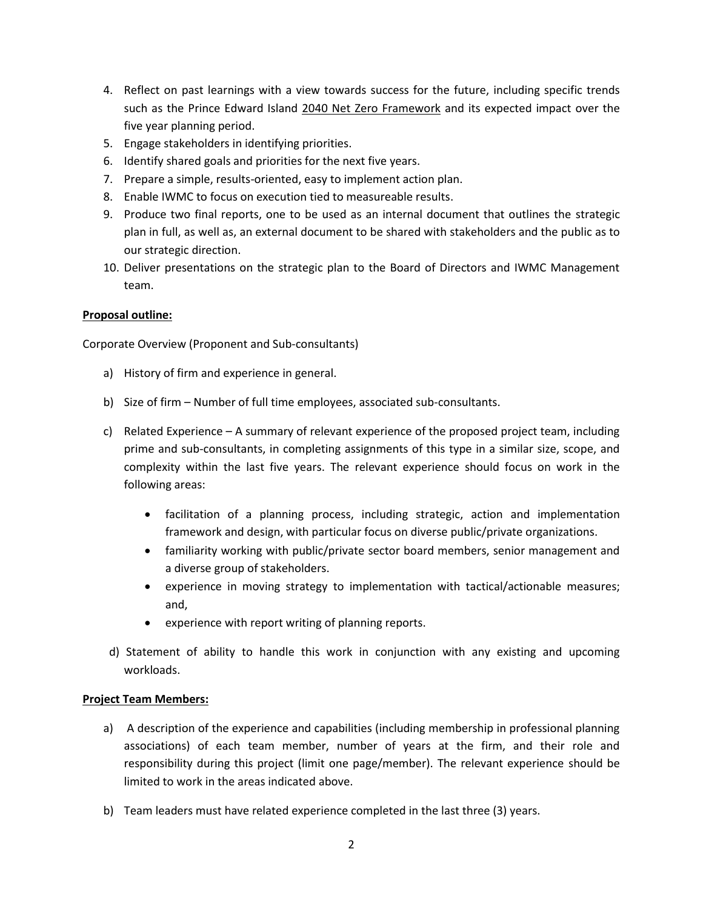4. Reflect on past learnings with a view towards success for the future, including specific trends such as the Prince Edward Island 2040 Net Zero Framework and its expected impact over the five year planning period.
5. Engage stakeholders in identifying priorities.
6. Identify shared goals and priorities for the next five years.
7. Prepare a simple, results-oriented, easy to implement action plan.
8. Enable IWMC to focus on execution tied to measureable results.
9. Produce two final reports, one to be used as an internal document that outlines the strategic plan in full, as well as, an external document to be shared with stakeholders and the public as to our strategic direction.
10. Deliver presentations on the strategic plan to the Board of Directors and IWMC Management team.

**Proposal outline:**

Corporate Overview (Proponent and Sub-consultants)

a) History of firm and experience in general.

b) Size of firm – Number of full time employees, associated sub-consultants.

c) Related Experience – A summary of relevant experience of the proposed project team, including prime and sub-consultants, in completing assignments of this type in a similar size, scope, and complexity within the last five years. The relevant experience should focus on work in the following areas:

- facilitation of a planning process, including strategic, action and implementation framework and design, with particular focus on diverse public/private organizations.
- familiarity working with public/private sector board members, senior management and a diverse group of stakeholders.
- experience in moving strategy to implementation with tactical/actionable measures; and,
- experience with report writing of planning reports.

d) Statement of ability to handle this work in conjunction with any existing and upcoming workloads.

**Project Team Members:**

a) A description of the experience and capabilities (including membership in professional planning associations) of each team member, number of years at the firm, and their role and responsibility during this project (limit one page/member). The relevant experience should be limited to work in the areas indicated above.

b) Team leaders must have related experience completed in the last three (3) years.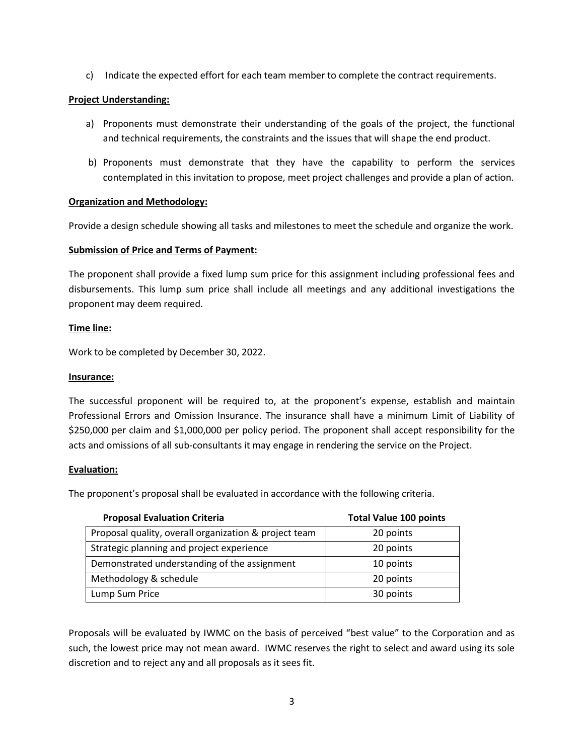c) Indicate the expected effort for each team member to complete the contract requirements.

**Project Understanding:**

a) Proponents must demonstrate their understanding of the goals of the project, the functional and technical requirements, the constraints and the issues that will shape the end product.

b) Proponents must demonstrate that they have the capability to perform the services contemplated in this invitation to propose, meet project challenges and provide a plan of action.

**Organization and Methodology:**

Provide a design schedule showing all tasks and milestones to meet the schedule and organize the work.

**Submission of Price and Terms of Payment:**

The proponent shall provide a fixed lump sum price for this assignment including professional fees and disbursements. This lump sum price shall include all meetings and any additional investigations the proponent may deem required.

**Time line:**

Work to be completed by December 30, 2022.

**Insurance:**

The successful proponent will be required to, at the proponent's expense, establish and maintain Professional Errors and Omission Insurance. The insurance shall have a minimum Limit of Liability of \$250,000 per claim and \$1,000,000 per policy period. The proponent shall accept responsibility for the acts and omissions of all sub-consultants it may engage in rendering the service on the Project.

**Evaluation:**

The proponent's proposal shall be evaluated in accordance with the following criteria.

| Proposal Evaluation Criteria | Total Value 100 points |
|---|---|
| Proposal quality, overall organization & project team | 20 points |
| Strategic planning and project experience | 20 points |
| Demonstrated understanding of the assignment | 10 points |
| Methodology & schedule | 20 points |
| Lump Sum Price | 30 points |

Proposals will be evaluated by IWMC on the basis of perceived "best value" to the Corporation and as such, the lowest price may not mean award. IWMC reserves the right to select and award using its sole discretion and to reject any and all proposals as it sees fit.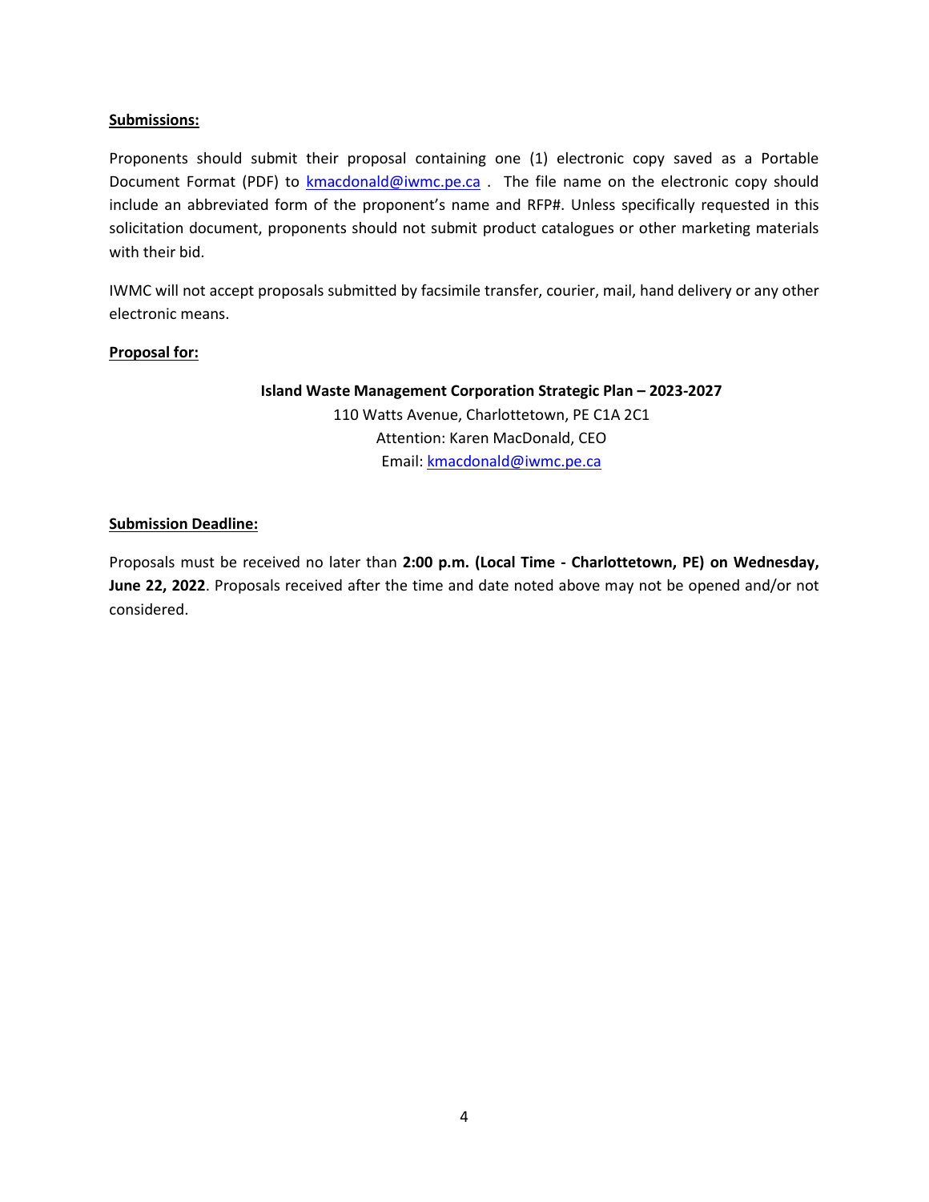**Submissions:**

Proponents should submit their proposal containing one (1) electronic copy saved as a Portable Document Format (PDF) to kmacdonald@iwmc.pe.ca . The file name on the electronic copy should include an abbreviated form of the proponent's name and RFP#. Unless specifically requested in this solicitation document, proponents should not submit product catalogues or other marketing materials with their bid.

IWMC will not accept proposals submitted by facsimile transfer, courier, mail, hand delivery or any other electronic means.

**Proposal for:**

**Island Waste Management Corporation Strategic Plan – 2023-2027**
110 Watts Avenue, Charlottetown, PE C1A 2C1
Attention: Karen MacDonald, CEO
Email: kmacdonald@iwmc.pe.ca

**Submission Deadline:**

Proposals must be received no later than **2:00 p.m. (Local Time - Charlottetown, PE) on Wednesday, June 22, 2022**. Proposals received after the time and date noted above may not be opened and/or not considered.